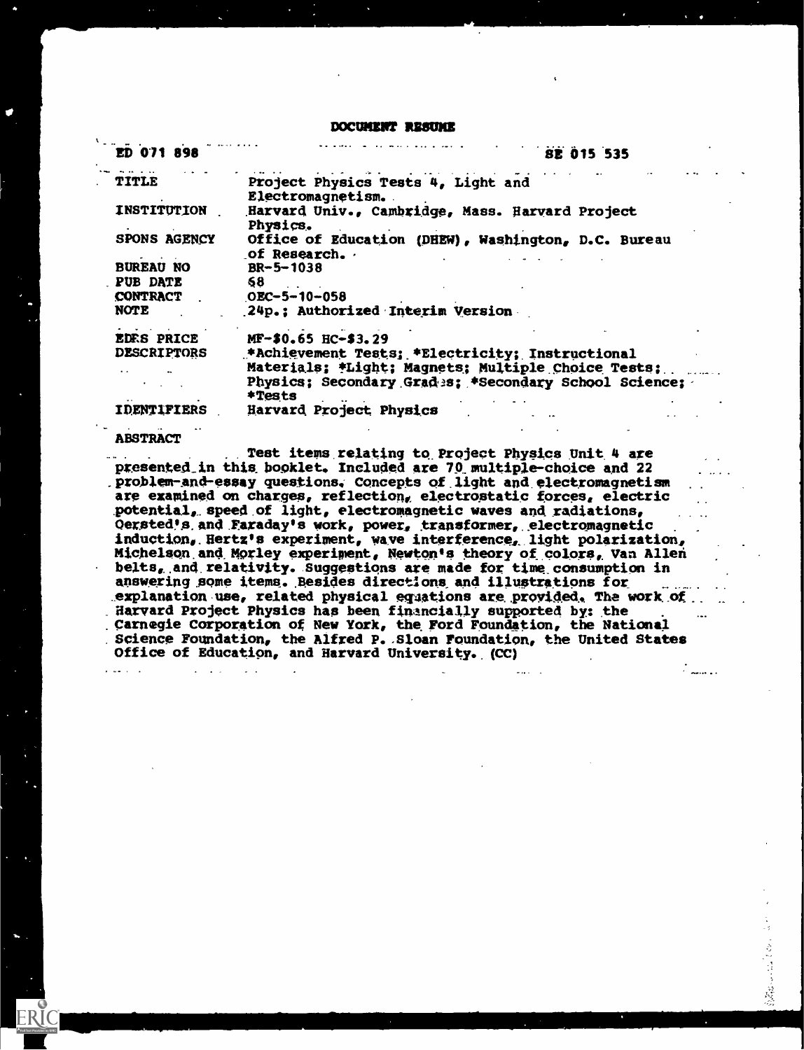# DOCUMENT RESUME

| | |
|---|---|
| ED 071 898 | SE 015 535 |
| TITLE | Project Physics Tests 4, Light and Electromagnetism. |
| INSTITUTION | Harvard Univ., Cambridge, Mass. Harvard Project Physics. |
| SPONS AGENCY | Office of Education (DHEW), Washington, D.C. Bureau of Research. |
| BUREAU NO | BR-5-1038 |
| PUB DATE | 68 |
| CONTRACT | OEC-5-10-058 |
| NOTE | 24p.; Authorized Interim Version |
| EDRS PRICE | MF-$0.65 HC-$3.29 |
| DESCRIPTORS | *Achievement Tests; *Electricity; Instructional Materials; *Light; Magnets; Multiple Choice Tests; Physics; Secondary Grades; *Secondary School Science; *Tests |
| IDENTIFIERS | Harvard Project Physics |

## ABSTRACT

Test items relating to Project Physics Unit 4 are presented in this booklet. Included are 70 multiple-choice and 22 problem-and-essay questions. Concepts of light and electromagnetism are examined on charges, reflection, electrostatic forces, electric potential, speed of light, electromagnetic waves and radiations, Oersted's and Faraday's work, power, transformer, electromagnetic induction, Hertz's experiment, wave interference, light polarization, Michelson and Morley experiment, Newton's theory of colors, Van Allen belts, and relativity. Suggestions are made for time consumption in answering some items. Besides directions and illustrations for explanation use, related physical equations are provided. The work of Harvard Project Physics has been financially supported by: the Carnegie Corporation of New York, the Ford Foundation, the National Science Foundation, the Alfred P. Sloan Foundation, the United States Office of Education, and Harvard University. (CC)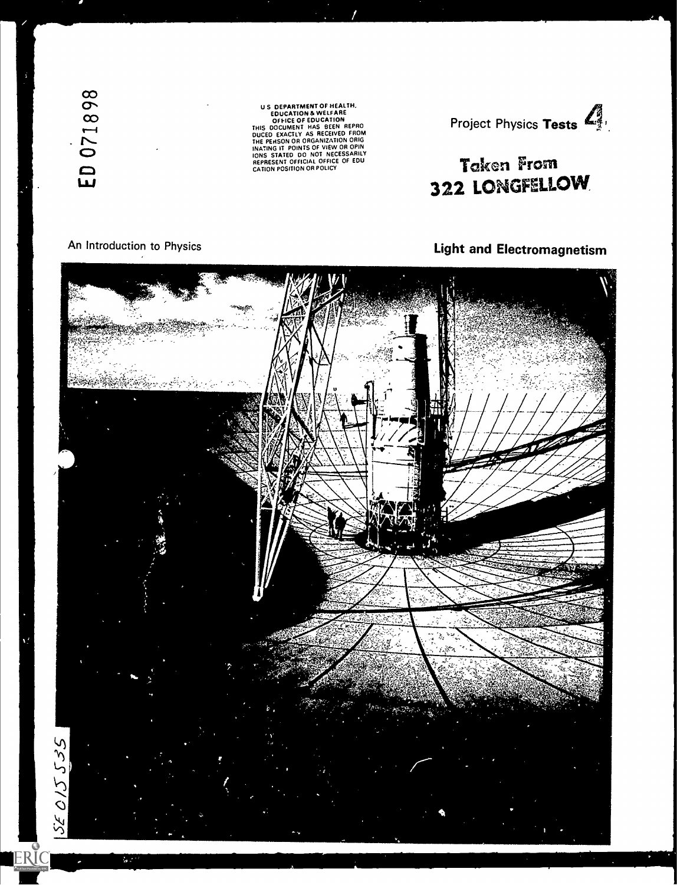ED 071898

U S DEPARTMENT OF HEALTH, EDUCATION & WELFARE
OFFICE OF EDUCATION
THIS DOCUMENT HAS BEEN REPRODUCED EXACTLY AS RECEIVED FROM THE PERSON OR ORGANIZATION ORIGINATING IT POINTS OF VIEW OR OPINIONS STATED DO NOT NECESSARILY REPRESENT OFFICIAL OFFICE OF EDUCATION POSITION OR POLICY

Project Physics **Tests** 4

Taken From
322 LONGFELLOW

An Introduction to Physics

**Light and Electromagnetism**

SE 015 535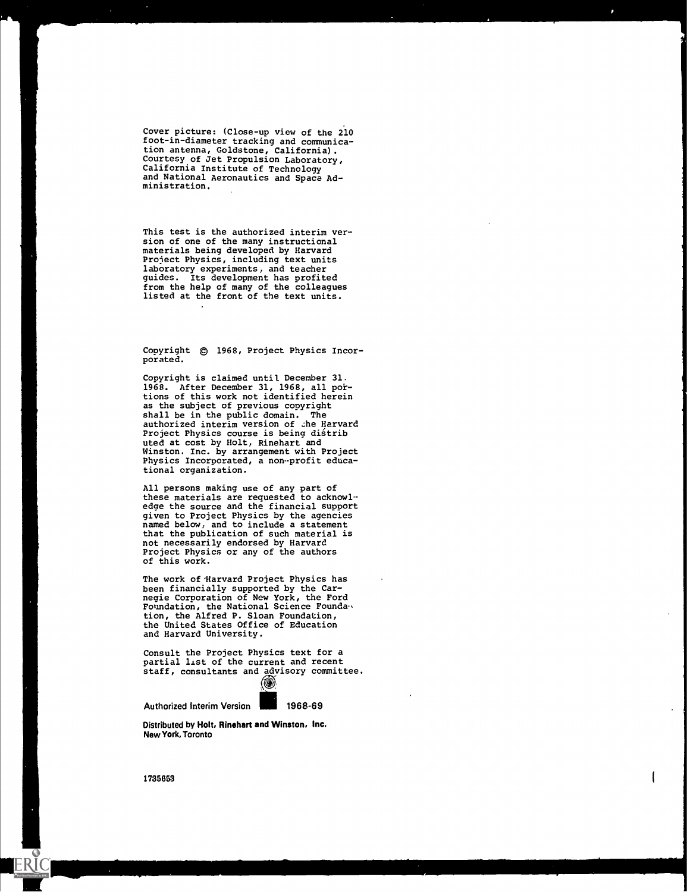Cover picture: (Close-up view of the 210 foot-in-diameter tracking and communication antenna, Goldstone, California). Courtesy of Jet Propulsion Laboratory, California Institute of Technology and National Aeronautics and Space Administration.

This test is the authorized interim version of one of the many instructional materials being developed by Harvard Project Physics, including text units laboratory experiments, and teacher guides. Its development has profited from the help of many of the colleagues listed at the front of the text units.

Copyright © 1968, Project Physics Incorporated.

Copyright is claimed until December 31. 1968. After December 31, 1968, all portions of this work not identified herein as the subject of previous copyright shall be in the public domain. The authorized interim version of the Harvard Project Physics course is being distributed at cost by Holt, Rinehart and Winston. Inc. by arrangement with Project Physics Incorporated, a non-profit educational organization.

All persons making use of any part of these materials are requested to acknowledge the source and the financial support given to Project Physics by the agencies named below, and to include a statement that the publication of such material is not necessarily endorsed by Harvard Project Physics or any of the authors of this work.

The work of Harvard Project Physics has been financially supported by the Carnegie Corporation of New York, the Ford Foundation, the National Science Foundation, the Alfred P. Sloan Foundation, the United States Office of Education and Harvard University.

Consult the Project Physics text for a partial list of the current and recent staff, consultants and advisory committee.

Authorized Interim Version 1968-69

**Distributed by Holt, Rinehart and Winston, Inc.**
**New York, Toronto**

1735653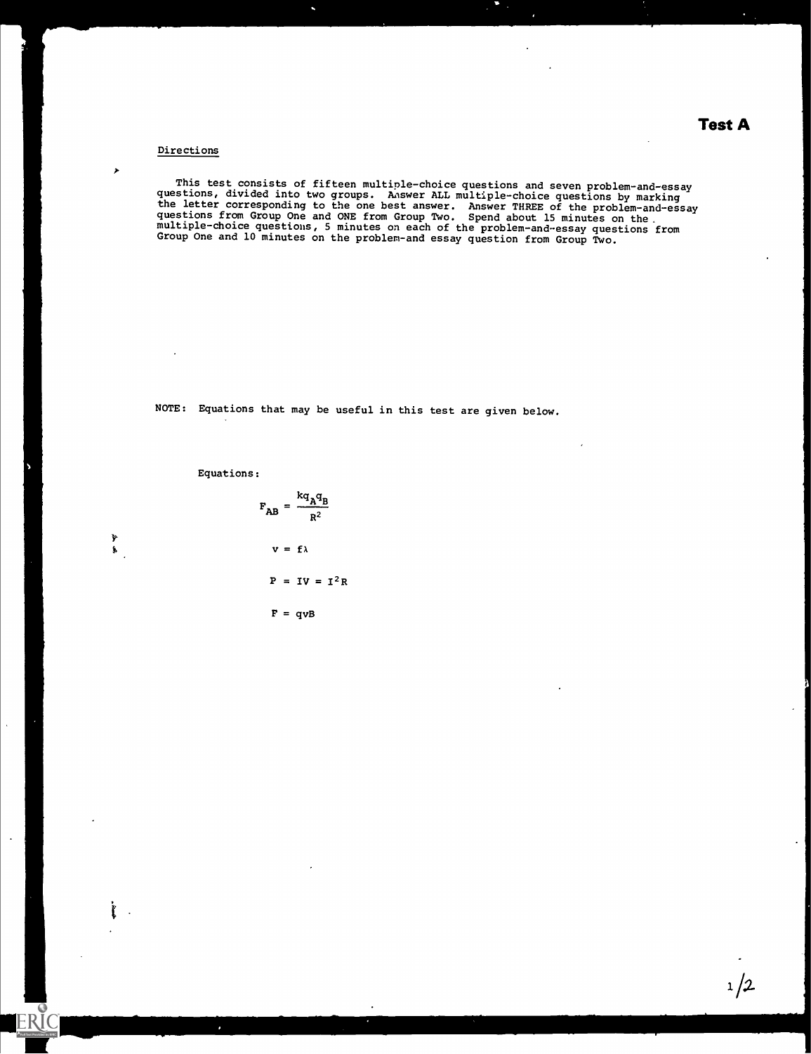# Test A

Directions

This test consists of fifteen multiple-choice questions and seven problem-and-essay questions, divided into two groups. Answer ALL multiple-choice questions by marking the letter corresponding to the one best answer. Answer THREE of the problem-and-essay questions from Group One and ONE from Group Two. Spend about 15 minutes on the multiple-choice questions, 5 minutes on each of the problem-and-essay questions from Group One and 10 minutes on the problem-and essay question from Group Two.

NOTE: Equations that may be useful in this test are given below.

Equations:

$$F_{AB} = \frac{kq_A q_B}{R^2}$$

$$v = f\lambda$$

$$P = IV = I^2R$$

$$F = qvB$$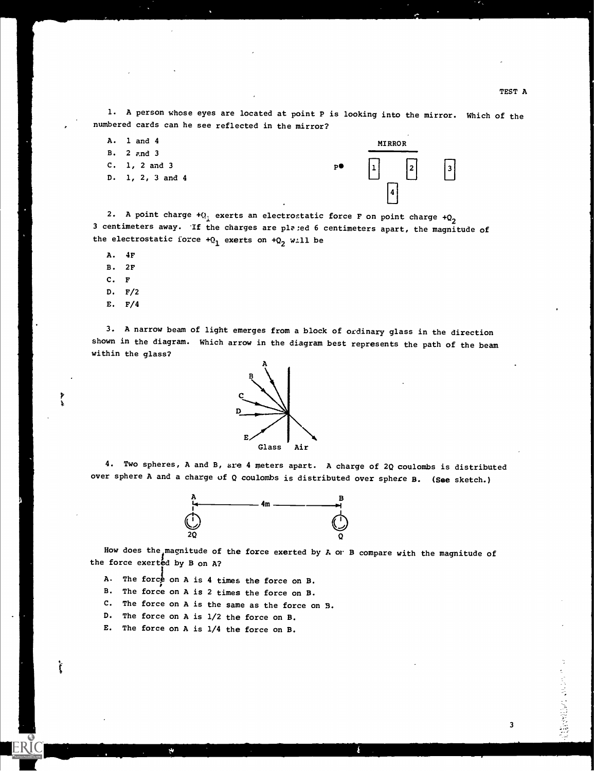TEST A

1. A person whose eyes are located at point P is looking into the mirror. Which of the numbered cards can he see reflected in the mirror?

A. 1 and 4
B. 2 and 3
C. 1, 2 and 3
D. 1, 2, 3 and 4

MIRROR

P● [1] [2] [3]
[4]

2. A point charge $+Q_1$ exerts an electrostatic force F on point charge $+Q_2$ 3 centimeters away. If the charges are placed 6 centimeters apart, the magnitude of the electrostatic force $+Q_1$ exerts on $+Q_2$ will be

A. 4F
B. 2F
C. F
D. F/2
E. F/4

3. A narrow beam of light emerges from a block of ordinary glass in the direction shown in the diagram. Which arrow in the diagram best represents the path of the beam within the glass?

A
B
C
D
E
Glass Air

4. Two spheres, A and B, are 4 meters apart. A charge of 2Q coulombs is distributed over sphere A and a charge of Q coulombs is distributed over sphere B. (See sketch.)

A ← 4m → B
2Q Q

How does the magnitude of the force exerted by A on B compare with the magnitude of the force exerted by B on A?

A. The force on A is 4 times the force on B.
B. The force on A is 2 times the force on B.
C. The force on A is the same as the force on B.
D. The force on A is 1/2 the force on B.
E. The force on A is 1/4 the force on B.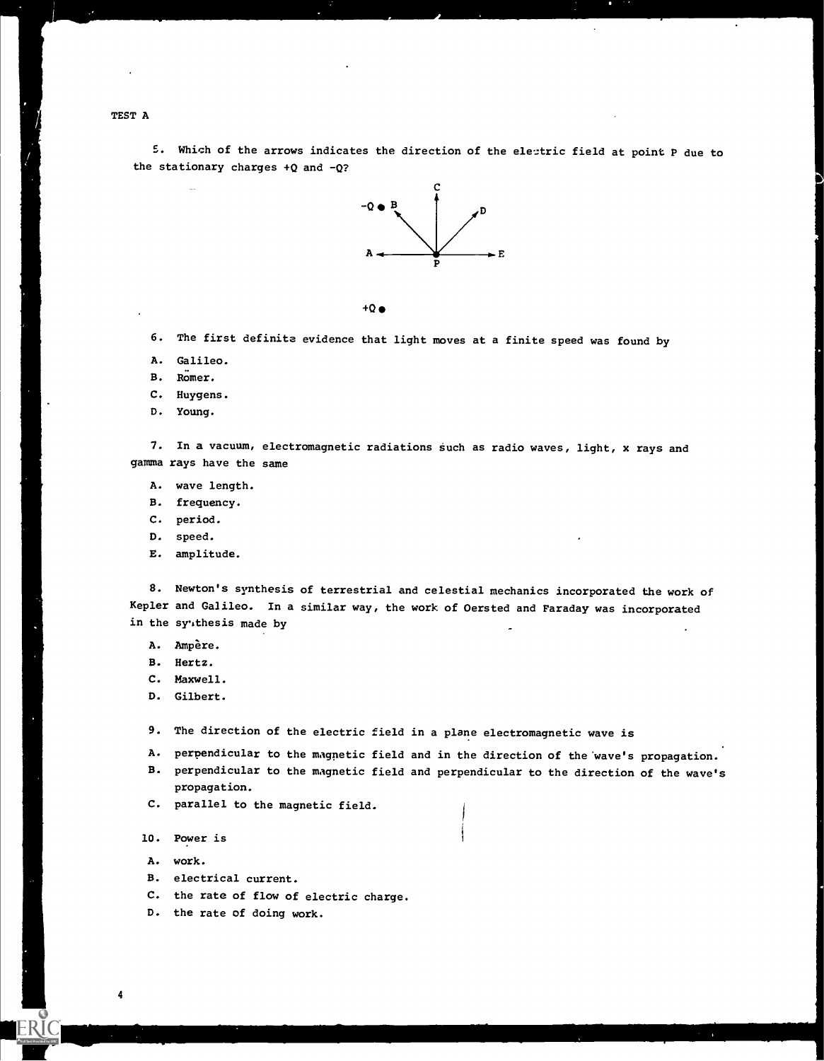TEST A

5. Which of the arrows indicates the direction of the electric field at point P due to the stationary charges +Q and -Q?

6. The first definite evidence that light moves at a finite speed was found by

A. Galileo.
B. Römer.
C. Huygens.
D. Young.

7. In a vacuum, electromagnetic radiations such as radio waves, light, x rays and gamma rays have the same

A. wave length.
B. frequency.
C. period.
D. speed.
E. amplitude.

8. Newton's synthesis of terrestrial and celestial mechanics incorporated the work of Kepler and Galileo. In a similar way, the work of Oersted and Faraday was incorporated in the synthesis made by

A. Ampère.
B. Hertz.
C. Maxwell.
D. Gilbert.

9. The direction of the electric field in a plane electromagnetic wave is

A. perpendicular to the magnetic field and in the direction of the wave's propagation.
B. perpendicular to the magnetic field and perpendicular to the direction of the wave's propagation.
C. parallel to the magnetic field.

10. Power is

A. work.
B. electrical current.
C. the rate of flow of electric charge.
D. the rate of doing work.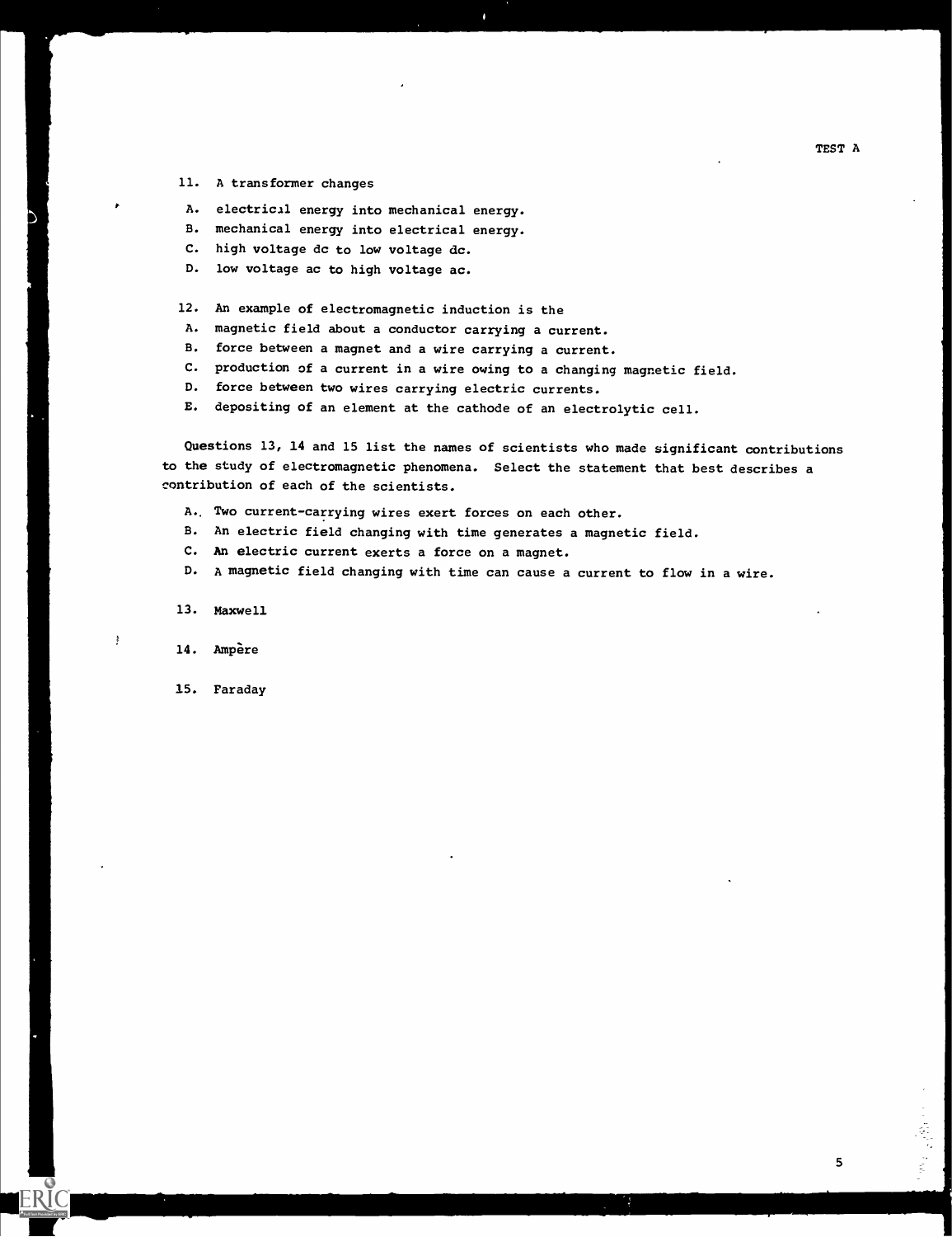11. A transformer changes

   A. electrical energy into mechanical energy.
   B. mechanical energy into electrical energy.
   C. high voltage dc to low voltage dc.
   D. low voltage ac to high voltage ac.

12. An example of electromagnetic induction is the

   A. magnetic field about a conductor carrying a current.
   B. force between a magnet and a wire carrying a current.
   C. production of a current in a wire owing to a changing magnetic field.
   D. force between two wires carrying electric currents.
   E. depositing of an element at the cathode of an electrolytic cell.

Questions 13, 14 and 15 list the names of scientists who made significant contributions to the study of electromagnetic phenomena. Select the statement that best describes a contribution of each of the scientists.

   A. Two current-carrying wires exert forces on each other.
   B. An electric field changing with time generates a magnetic field.
   C. An electric current exerts a force on a magnet.
   D. A magnetic field changing with time can cause a current to flow in a wire.

13. Maxwell

14. Ampère

15. Faraday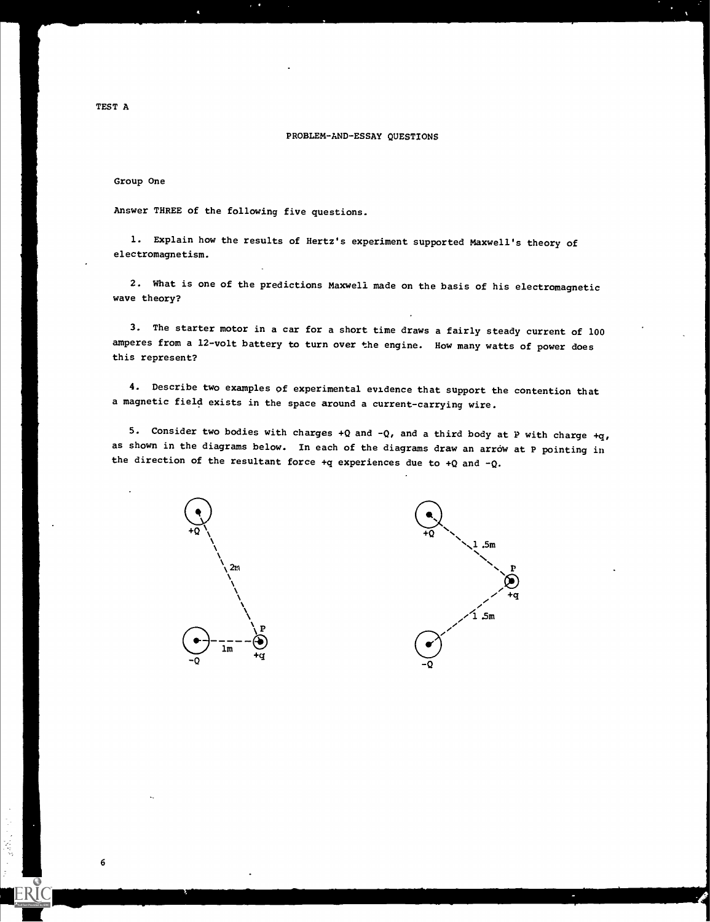TEST A

## PROBLEM-AND-ESSAY QUESTIONS

### Group One

Answer THREE of the following five questions.

1. Explain how the results of Hertz's experiment supported Maxwell's theory of electromagnetism.

2. What is one of the predictions Maxwell made on the basis of his electromagnetic wave theory?

3. The starter motor in a car for a short time draws a fairly steady current of 100 amperes from a 12-volt battery to turn over the engine. How many watts of power does this represent?

4. Describe two examples of experimental evidence that support the contention that a magnetic field exists in the space around a current-carrying wire.

5. Consider two bodies with charges +Q and -Q, and a third body at P with charge +q, as shown in the diagrams below. In each of the diagrams draw an arrow at P pointing in the direction of the resultant force +q experiences due to +Q and -Q.

+Q 2m P -Q 1m +q

+Q 1.5m P +q 1.5m -Q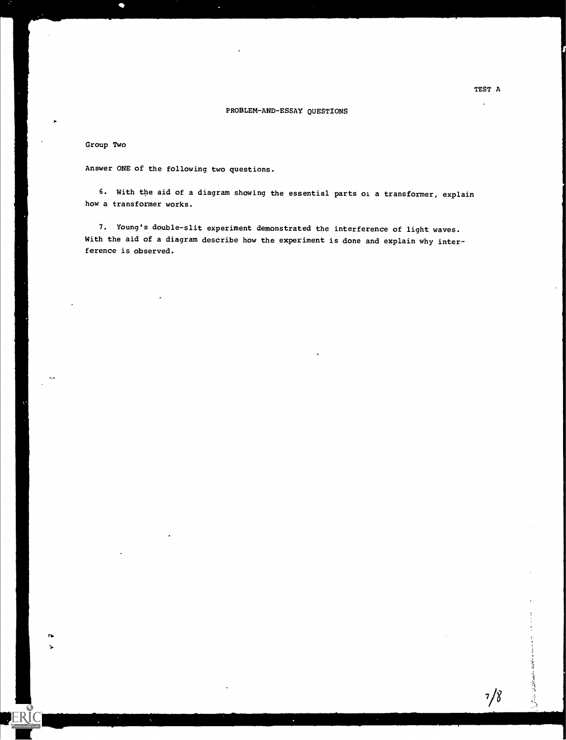TEST A

## PROBLEM-AND-ESSAY QUESTIONS

### Group Two

Answer ONE of the following two questions.

6. With the aid of a diagram showing the essential parts oı a transformer, explain how a transformer works.

7. Young's double-slit experiment demonstrated the interference of light waves. With the aid of a diagram describe how the experiment is done and explain why interference is observed.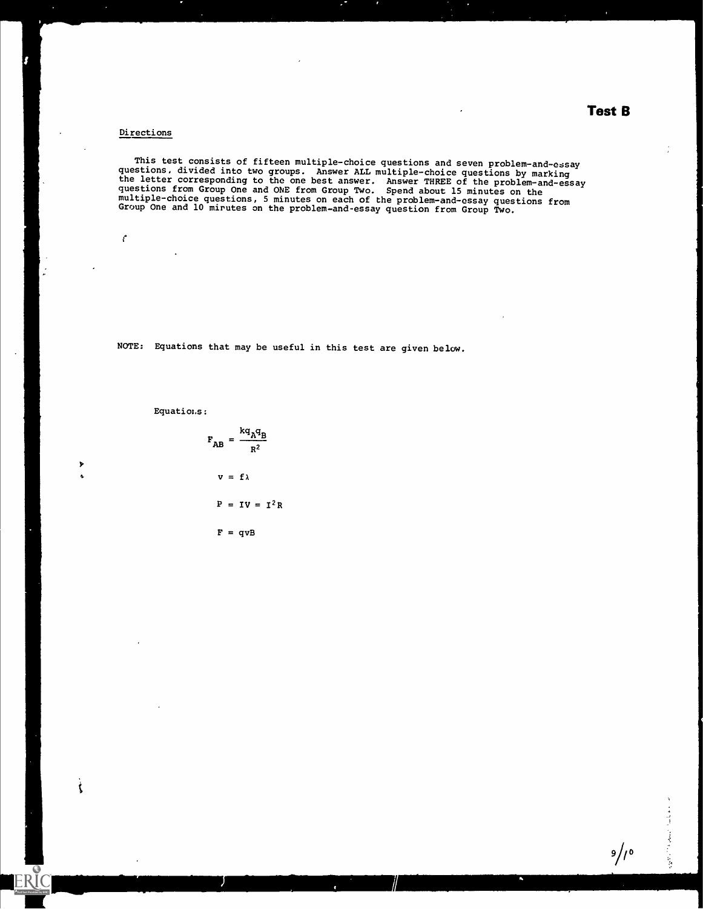# Test B

Directions

This test consists of fifteen multiple-choice questions and seven problem-and-essay questions, divided into two groups. Answer ALL multiple-choice questions by marking the letter corresponding to the one best answer. Answer THREE of the problem-and-essay questions from Group One and ONE from Group Two. Spend about 15 minutes on the multiple-choice questions, 5 minutes on each of the problem-and-essay questions from Group One and 10 minutes on the problem-and-essay question from Group Two.

NOTE: Equations that may be useful in this test are given below.

Equations:

$$F_{AB} = \frac{kq_A q_B}{R^2}$$

$$v = f\lambda$$

$$P = IV = I^2R$$

$$F = qvB$$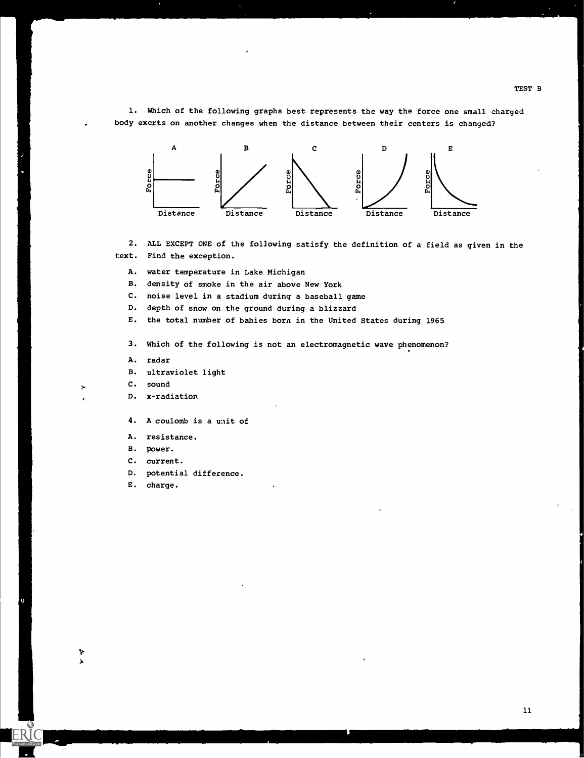TEST B

1. Which of the following graphs best represents the way the force one small charged body exerts on another changes when the distance between their centers is changed?

A B C D E

Force Force Force Force Force

Distance Distance Distance Distance Distance

2. ALL EXCEPT ONE of the following satisfy the definition of a field as given in the text. Find the exception.

A. water temperature in Lake Michigan
B. density of smoke in the air above New York
C. noise level in a stadium during a baseball game
D. depth of snow on the ground during a blizzard
E. the total number of babies born in the United States during 1965

3. Which of the following is not an electromagnetic wave phenomenon?

A. radar
B. ultraviolet light
C. sound
D. x-radiation

4. A coulomb is a unit of

A. resistance.
B. power.
C. current.
D. potential difference.
E. charge.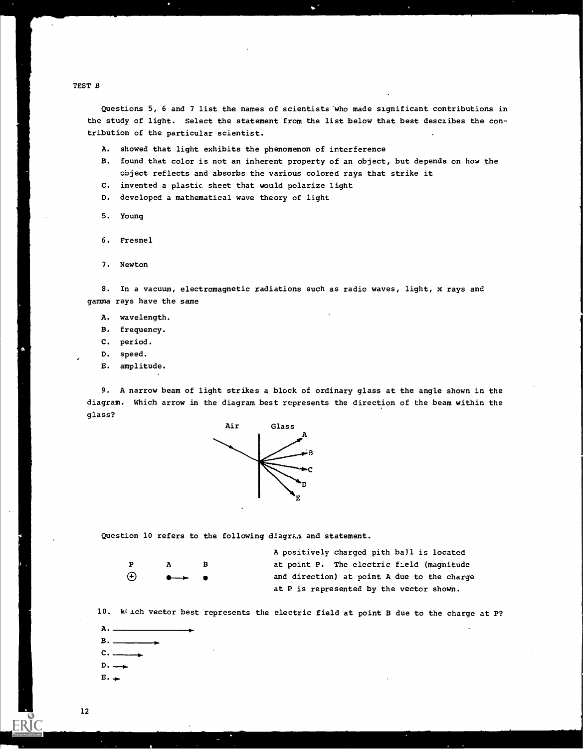TEST B

Questions 5, 6 and 7 list the names of scientists who made significant contributions in the study of light. Select the statement from the list below that best desc1ibes the contribution of the particular scientist.

A. showed that light exhibits the phenomenon of interference
B. found that color is not an inherent property of an object, but depends on how the object reflects and absorbs the various colored rays that strike it
C. invented a plastic sheet that would polarize light
D. developed a mathematical wave theory of light

5. Young

6. Fresnel

7. Newton

8. In a vacuum, electromagnetic radiations such as radio waves, light, x rays and gamma rays have the same

A. wavelength.
B. frequency.
C. period.
D. speed.
E. amplitude.

9. A narrow beam of light strikes a block of ordinary glass at the angle shown in the diagram. Which arrow in the diagram best represents the direction of the beam within the glass?

Air Glass

A
B
C
D
E

Question 10 refers to the following diagram and statement.

P A B

A positively charged pith ball is located at point P. The electric field (magnitude and direction) at point A due to the charge at P is represented by the vector shown.

10. Which vector best represents the electric field at point B due to the charge at P?

A. ⟶
B. ⟶
C. ⟶
D. ⟶
E. ⟶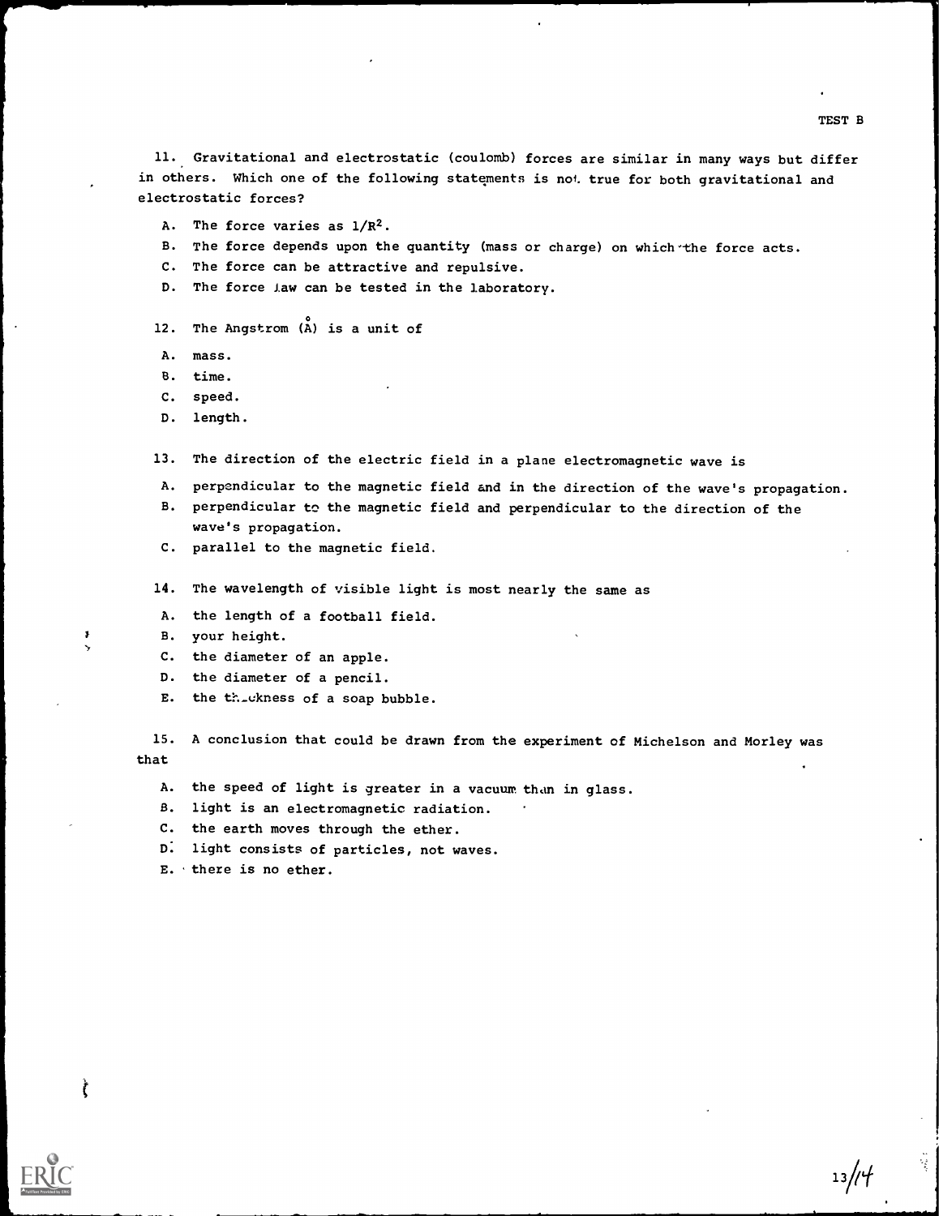TEST B

11. Gravitational and electrostatic (coulomb) forces are similar in many ways but differ in others. Which one of the following statements is not true for both gravitational and electrostatic forces?

A. The force varies as $1/R^2$.
B. The force depends upon the quantity (mass or charge) on which the force acts.
C. The force can be attractive and repulsive.
D. The force law can be tested in the laboratory.

12. The Angstrom (Å) is a unit of

A. mass.
B. time.
C. speed.
D. length.

13. The direction of the electric field in a plane electromagnetic wave is

A. perpendicular to the magnetic field and in the direction of the wave's propagation.
B. perpendicular to the magnetic field and perpendicular to the direction of the wave's propagation.
C. parallel to the magnetic field.

14. The wavelength of visible light is most nearly the same as

A. the length of a football field.
B. your height.
C. the diameter of an apple.
D. the diameter of a pencil.
E. the thickness of a soap bubble.

15. A conclusion that could be drawn from the experiment of Michelson and Morley was that

A. the speed of light is greater in a vacuum than in glass.
B. light is an electromagnetic radiation.
C. the earth moves through the ether.
D. light consists of particles, not waves.
E. there is no ether.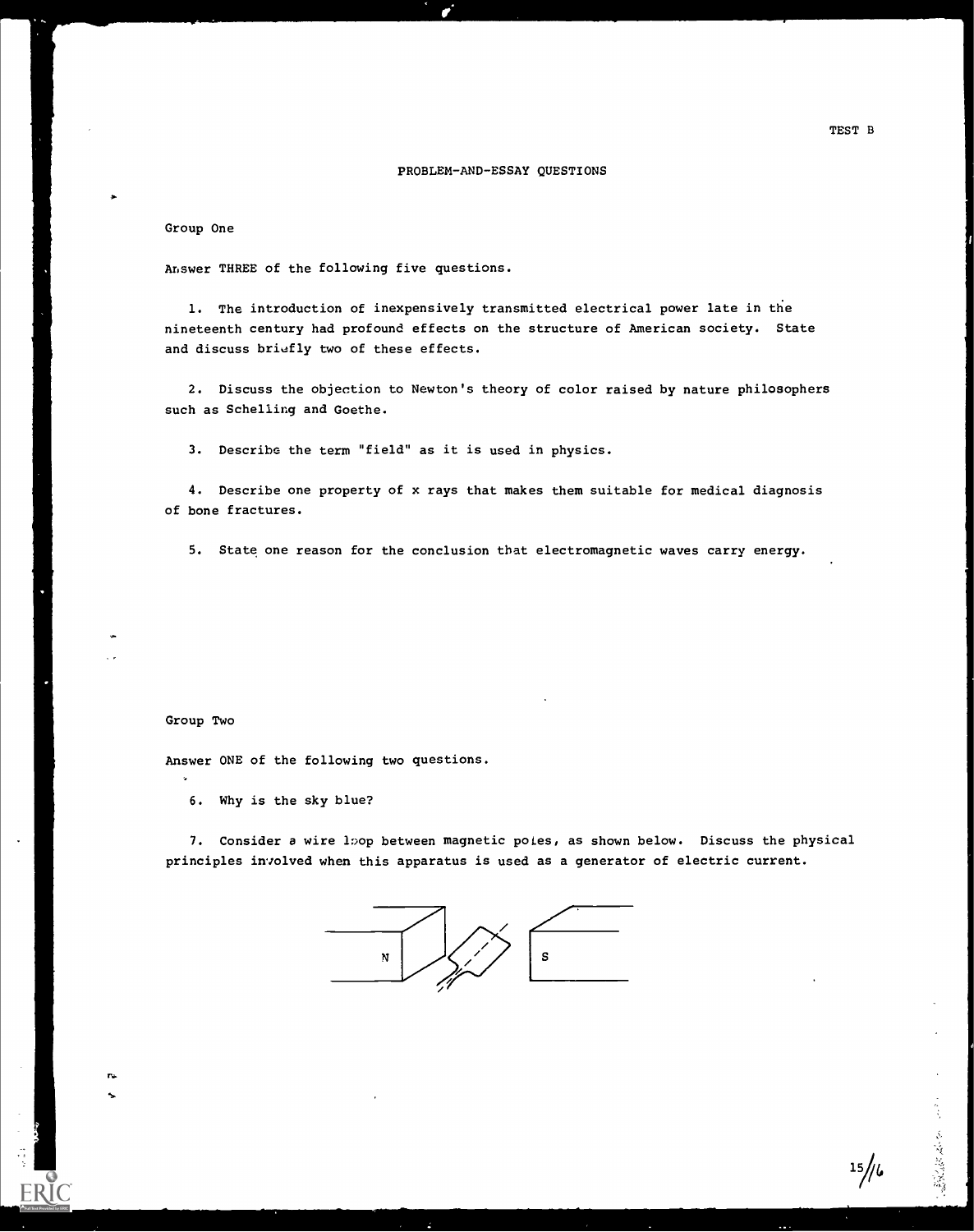TEST B

## PROBLEM-AND-ESSAY QUESTIONS

### Group One

Answer THREE of the following five questions.

1. The introduction of inexpensively transmitted electrical power late in the nineteenth century had profound effects on the structure of American society. State and discuss briefly two of these effects.

2. Discuss the objection to Newton's theory of color raised by nature philosophers such as Schelling and Goethe.

3. Describe the term "field" as it is used in physics.

4. Describe one property of x rays that makes them suitable for medical diagnosis of bone fractures.

5. State one reason for the conclusion that electromagnetic waves carry energy.

### Group Two

Answer ONE of the following two questions.

6. Why is the sky blue?

7. Consider a wire loop between magnetic poles, as shown below. Discuss the physical principles involved when this apparatus is used as a generator of electric current.

N S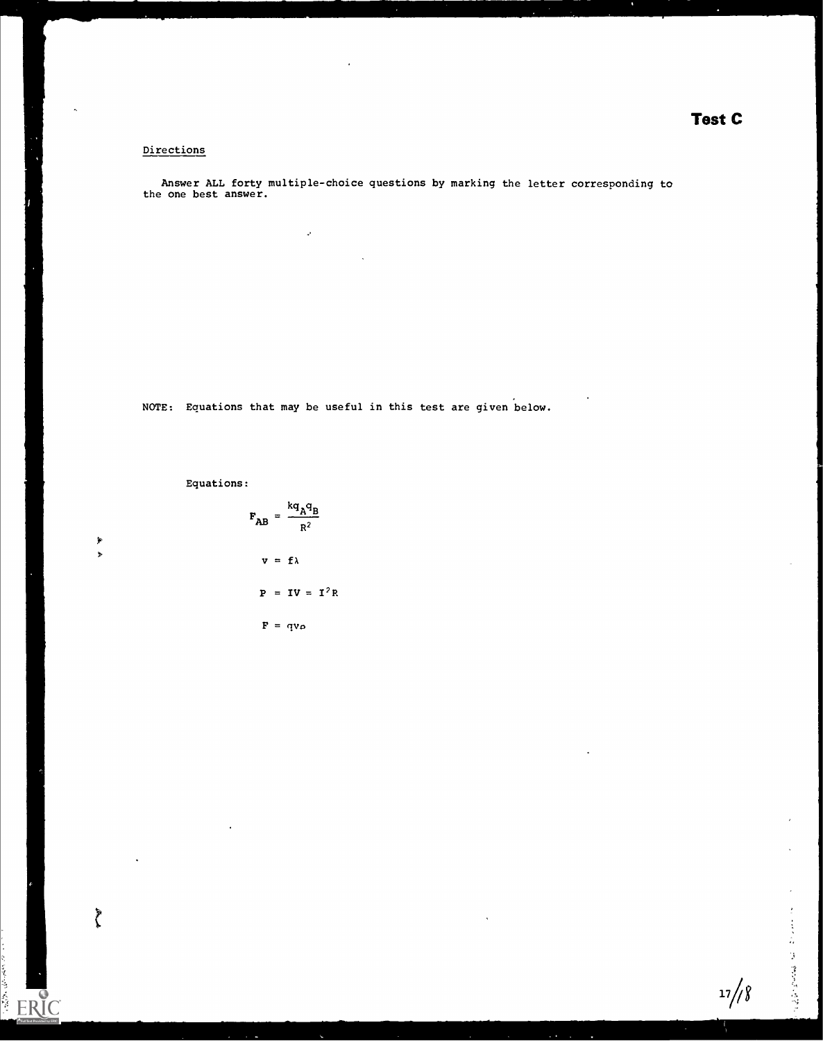# Test C

## Directions

Answer ALL forty multiple-choice questions by marking the letter corresponding to the one best answer.

NOTE: Equations that may be useful in this test are given below.

Equations:

$$F_{AB} = \frac{kq_A q_B}{R^2}$$

$$v = f\lambda$$

$$P = IV = I^2R$$

$$F = qvB$$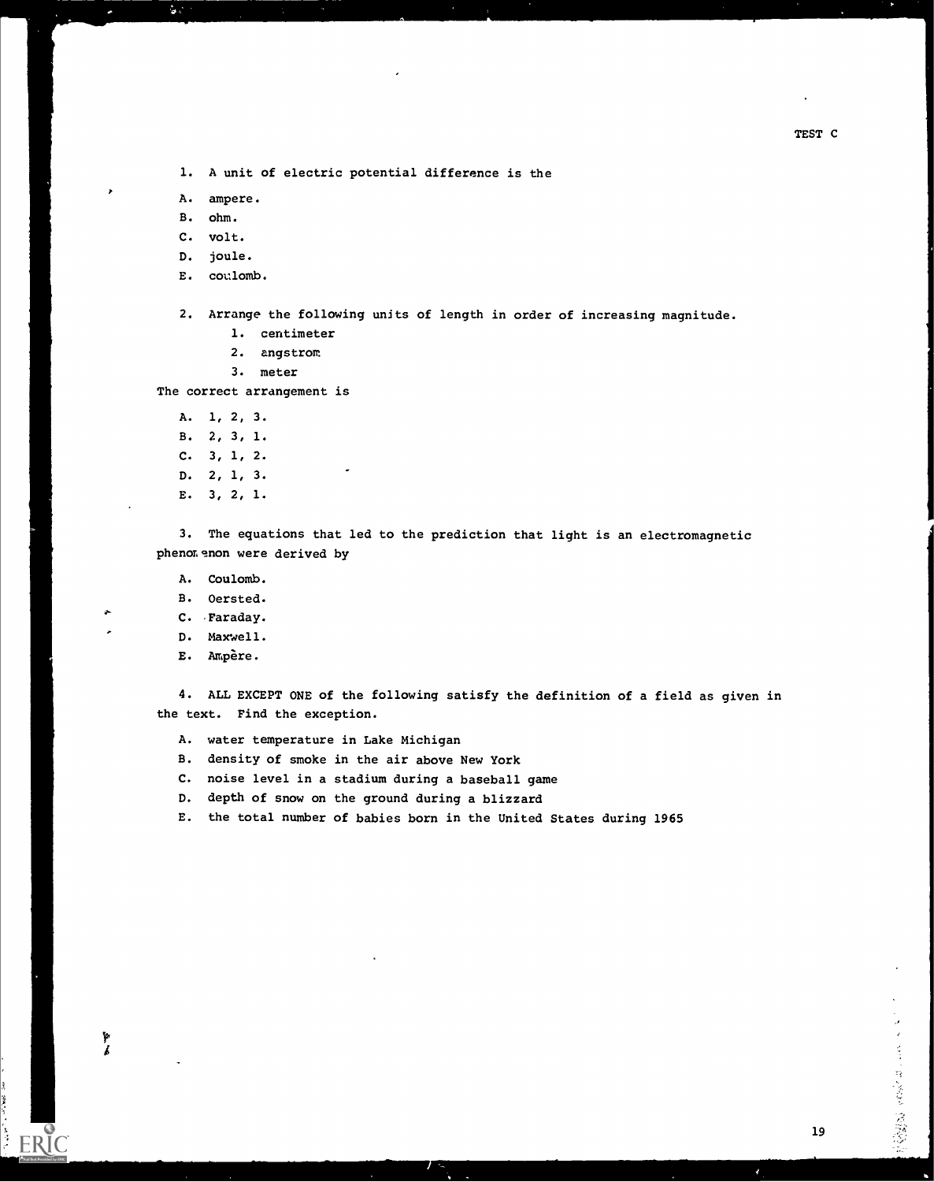TEST C

1. A unit of electric potential difference is the

A. ampere.
B. ohm.
C. volt.
D. joule.
E. coulomb.

2. Arrange the following units of length in order of increasing magnitude.

1. centimeter
2. angstrom
3. meter

The correct arrangement is

A. 1, 2, 3.
B. 2, 3, 1.
C. 3, 1, 2.
D. 2, 1, 3.
E. 3, 2, 1.

3. The equations that led to the prediction that light is an electromagnetic phenomenon were derived by

A. Coulomb.
B. Oersted.
C. Faraday.
D. Maxwell.
E. Ampère.

4. ALL EXCEPT ONE of the following satisfy the definition of a field as given in the text. Find the exception.

A. water temperature in Lake Michigan
B. density of smoke in the air above New York
C. noise level in a stadium during a baseball game
D. depth of snow on the ground during a blizzard
E. the total number of babies born in the United States during 1965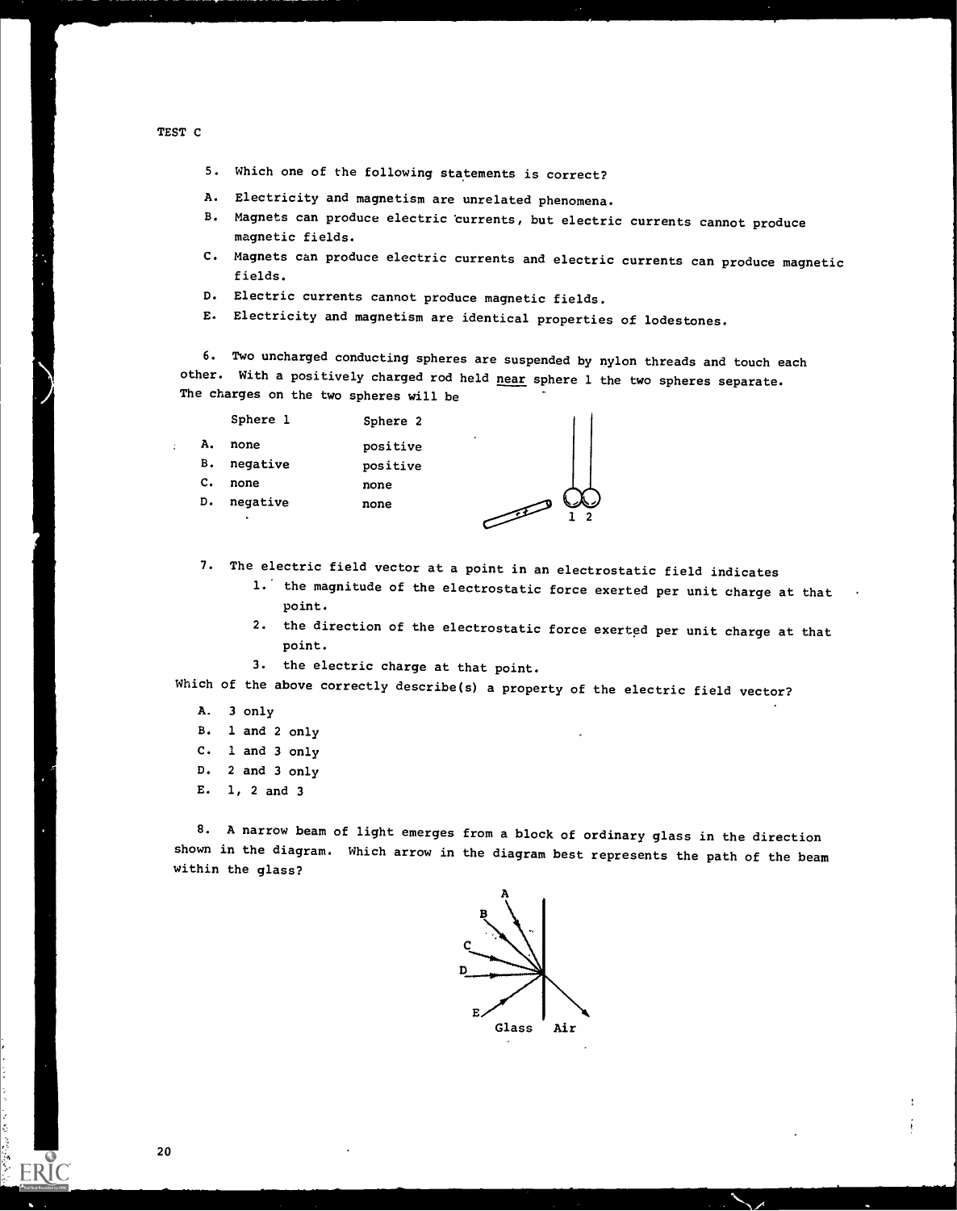TEST C

5. Which one of the following statements is correct?

A. Electricity and magnetism are unrelated phenomena.
B. Magnets can produce electric currents, but electric currents cannot produce magnetic fields.
C. Magnets can produce electric currents and electric currents can produce magnetic fields.
D. Electric currents cannot produce magnetic fields.
E. Electricity and magnetism are identical properties of lodestones.

6. Two uncharged conducting spheres are suspended by nylon threads and touch each other. With a positively charged rod held near sphere 1 the two spheres separate. The charges on the two spheres will be

| | Sphere 1 | Sphere 2 |
|---|---|---|
| A. | none | positive |
| B. | negative | positive |
| C. | none | none |
| D. | negative | none |

7. The electric field vector at a point in an electrostatic field indicates

1. the magnitude of the electrostatic force exerted per unit charge at that point.
2. the direction of the electrostatic force exerted per unit charge at that point.
3. the electric charge at that point.

Which of the above correctly describe(s) a property of the electric field vector?

A. 3 only
B. 1 and 2 only
C. 1 and 3 only
D. 2 and 3 only
E. 1, 2 and 3

8. A narrow beam of light emerges from a block of ordinary glass in the direction shown in the diagram. Which arrow in the diagram best represents the path of the beam within the glass?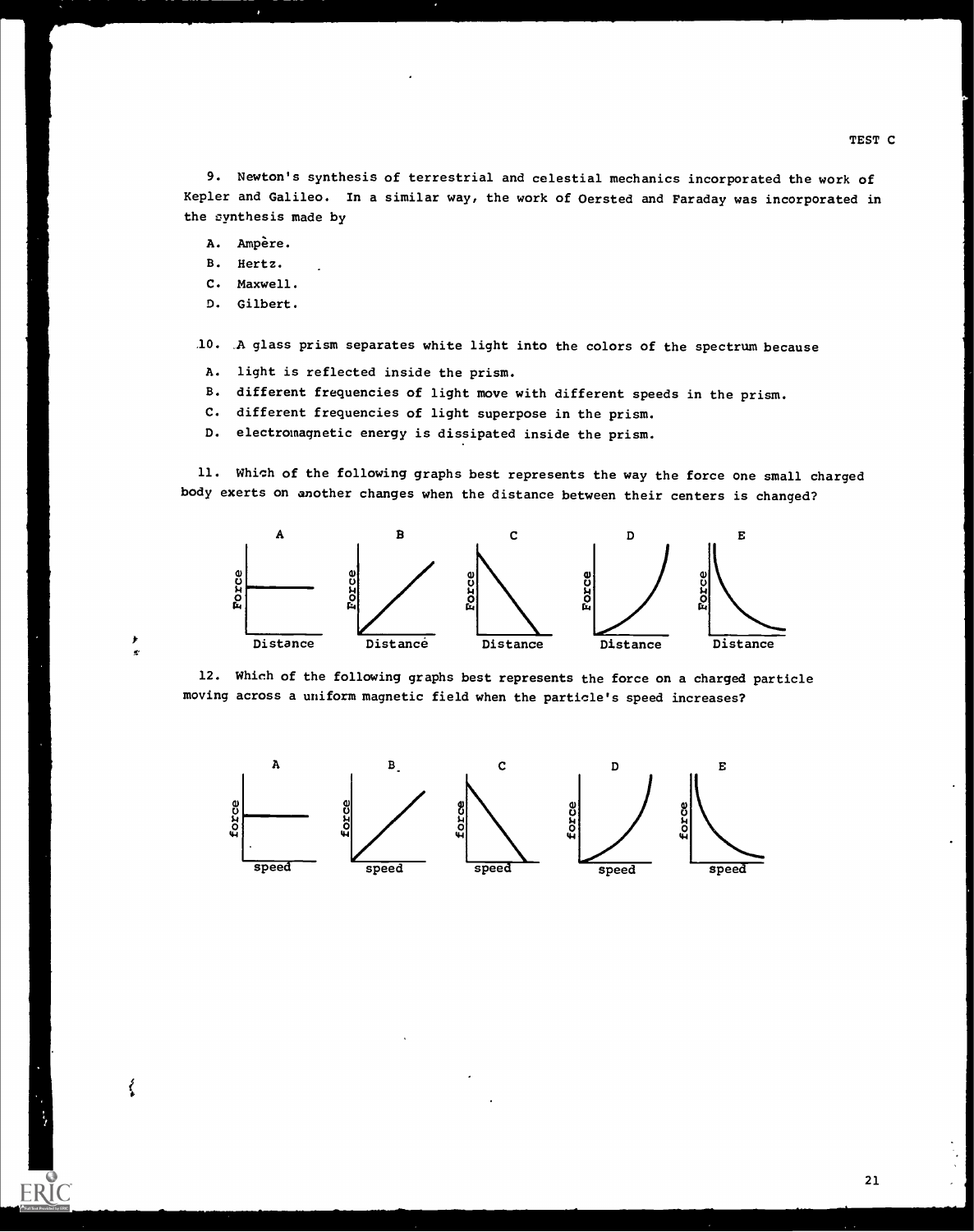9. Newton's synthesis of terrestrial and celestial mechanics incorporated the work of Kepler and Galileo. In a similar way, the work of Oersted and Faraday was incorporated in the synthesis made by

A. Ampère.
B. Hertz.
C. Maxwell.
D. Gilbert.

10. A glass prism separates white light into the colors of the spectrum because

A. light is reflected inside the prism.
B. different frequencies of light move with different speeds in the prism.
C. different frequencies of light superpose in the prism.
D. electromagnetic energy is dissipated inside the prism.

11. Which of the following graphs best represents the way the force one small charged body exerts on another changes when the distance between their centers is changed?

A B C D E

Force Force Force Force Force

Distance Distance Distance Distance Distance

12. Which of the following graphs best represents the force on a charged particle moving across a uniform magnetic field when the particle's speed increases?

A B C D E

force force force force force

speed speed speed speed speed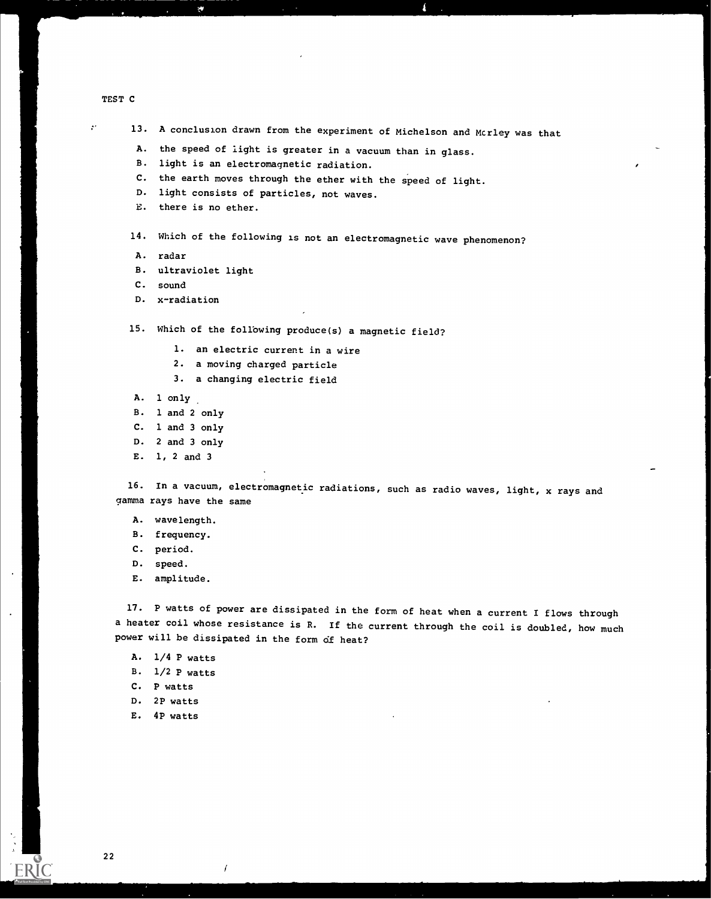TEST C

13. A conclusion drawn from the experiment of Michelson and Morley was that

A. the speed of light is greater in a vacuum than in glass.
B. light is an electromagnetic radiation.
C. the earth moves through the ether with the speed of light.
D. light consists of particles, not waves.
E. there is no ether.

14. Which of the following is not an electromagnetic wave phenomenon?

A. radar
B. ultraviolet light
C. sound
D. x-radiation

15. Which of the following produce(s) a magnetic field?

1. an electric current in a wire
2. a moving charged particle
3. a changing electric field

A. 1 only
B. 1 and 2 only
C. 1 and 3 only
D. 2 and 3 only
E. 1, 2 and 3

16. In a vacuum, electromagnetic radiations, such as radio waves, light, x rays and gamma rays have the same

A. wavelength.
B. frequency.
C. period.
D. speed.
E. amplitude.

17. P watts of power are dissipated in the form of heat when a current I flows through a heater coil whose resistance is R. If the current through the coil is doubled, how much power will be dissipated in the form of heat?

A. 1/4 P watts
B. 1/2 P watts
C. P watts
D. 2P watts
E. 4P watts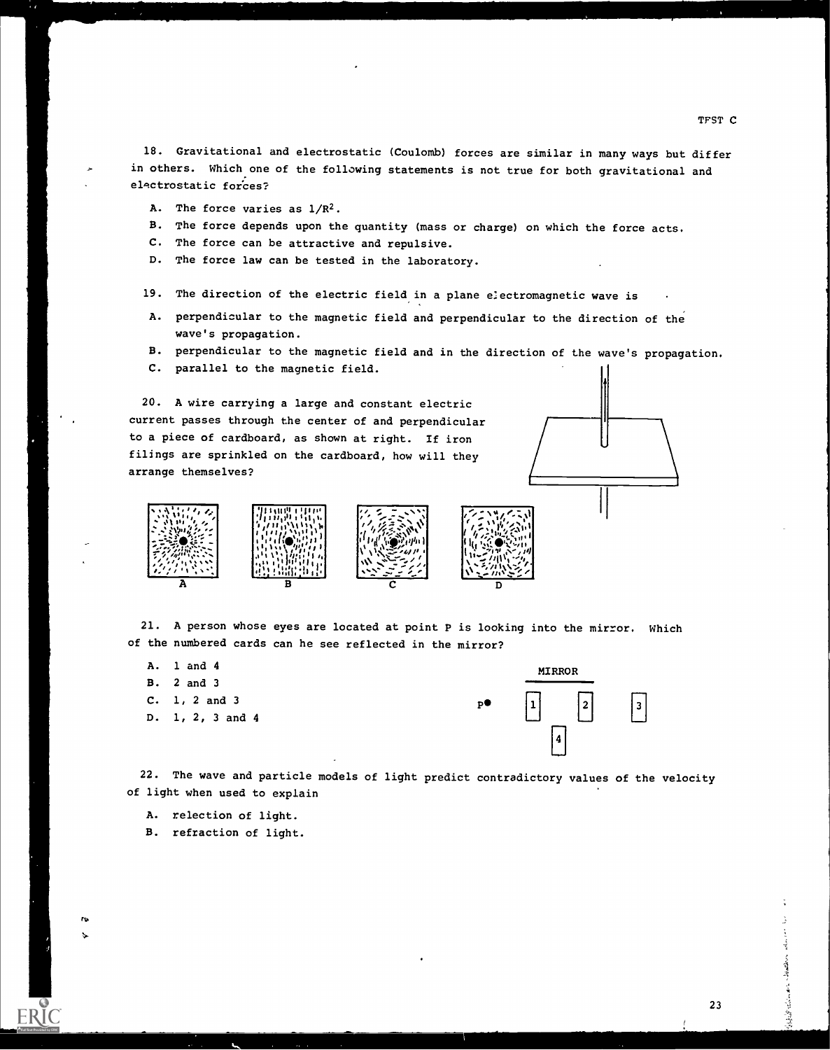18. Gravitational and electrostatic (Coulomb) forces are similar in many ways but differ in others. Which one of the following statements is not true for both gravitational and electrostatic forces?

A. The force varies as $1/R^2$.
B. The force depends upon the quantity (mass or charge) on which the force acts.
C. The force can be attractive and repulsive.
D. The force law can be tested in the laboratory.

19. The direction of the electric field in a plane electromagnetic wave is

A. perpendicular to the magnetic field and perpendicular to the direction of the wave's propagation.
B. perpendicular to the magnetic field and in the direction of the wave's propagation.
C. parallel to the magnetic field.

20. A wire carrying a large and constant electric current passes through the center of and perpendicular to a piece of cardboard, as shown at right. If iron filings are sprinkled on the cardboard, how will they arrange themselves?

A B C D

21. A person whose eyes are located at point P is looking into the mirror. Which of the numbered cards can he see reflected in the mirror?

A. 1 and 4
B. 2 and 3
C. 1, 2 and 3
D. 1, 2, 3 and 4

MIRROR

P 1 2 3 4

22. The wave and particle models of light predict contradictory values of the velocity of light when used to explain

A. relection of light.
B. refraction of light.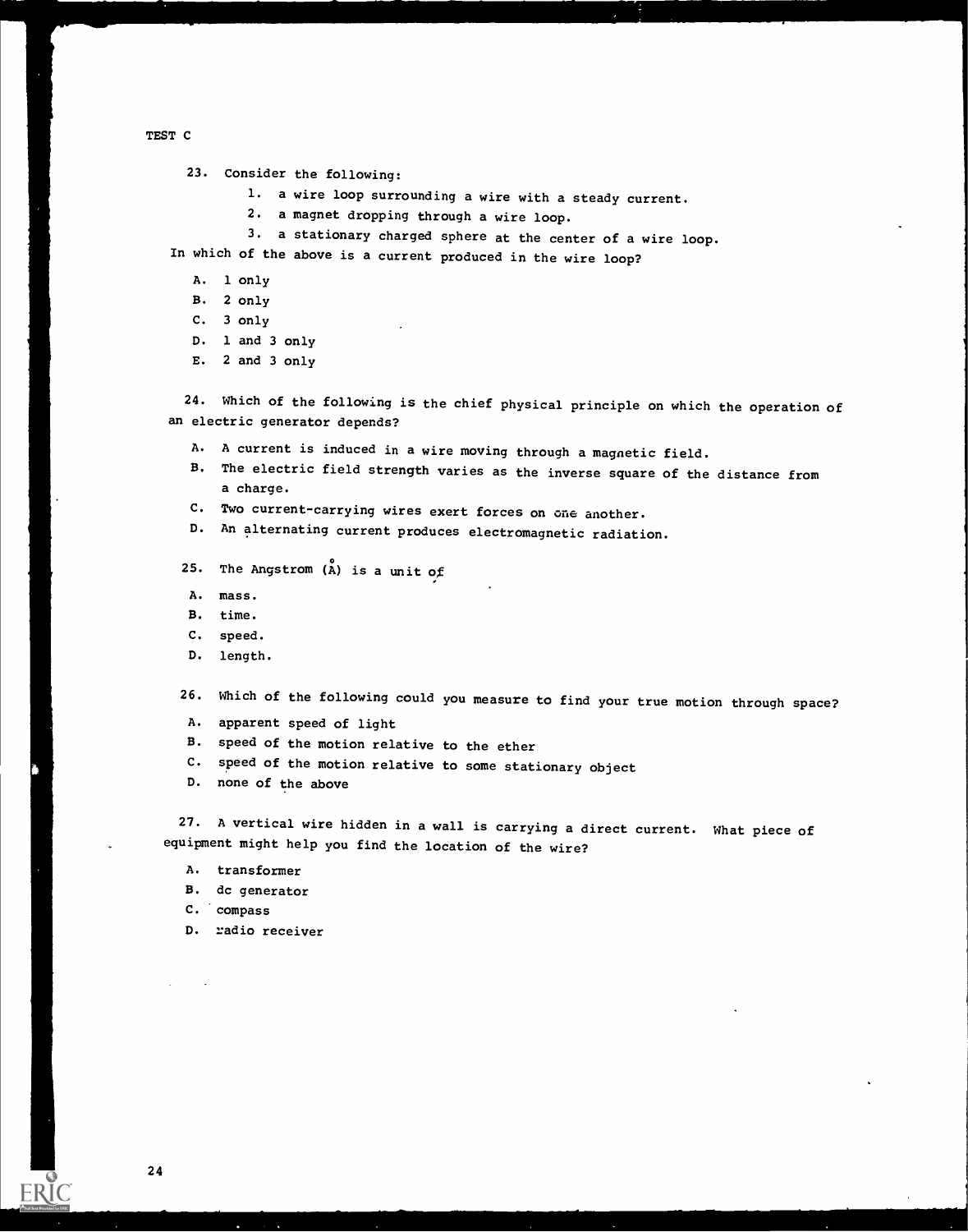TEST C

23. Consider the following:

 1. a wire loop surrounding a wire with a steady current.
 2. a magnet dropping through a wire loop.
 3. a stationary charged sphere at the center of a wire loop.

In which of the above is a current produced in the wire loop?

A. 1 only
B. 2 only
C. 3 only
D. 1 and 3 only
E. 2 and 3 only

24. Which of the following is the chief physical principle on which the operation of an electric generator depends?

A. A current is induced in a wire moving through a magnetic field.
B. The electric field strength varies as the inverse square of the distance from a charge.
C. Two current-carrying wires exert forces on one another.
D. An alternating current produces electromagnetic radiation.

25. The Angstrom (Å) is a unit of

A. mass.
B. time.
C. speed.
D. length.

26. Which of the following could you measure to find your true motion through space?

A. apparent speed of light
B. speed of the motion relative to the ether
C. speed of the motion relative to some stationary object
D. none of the above

27. A vertical wire hidden in a wall is carrying a direct current. What piece of equipment might help you find the location of the wire?

A. transformer
B. dc generator
C. compass
D. radio receiver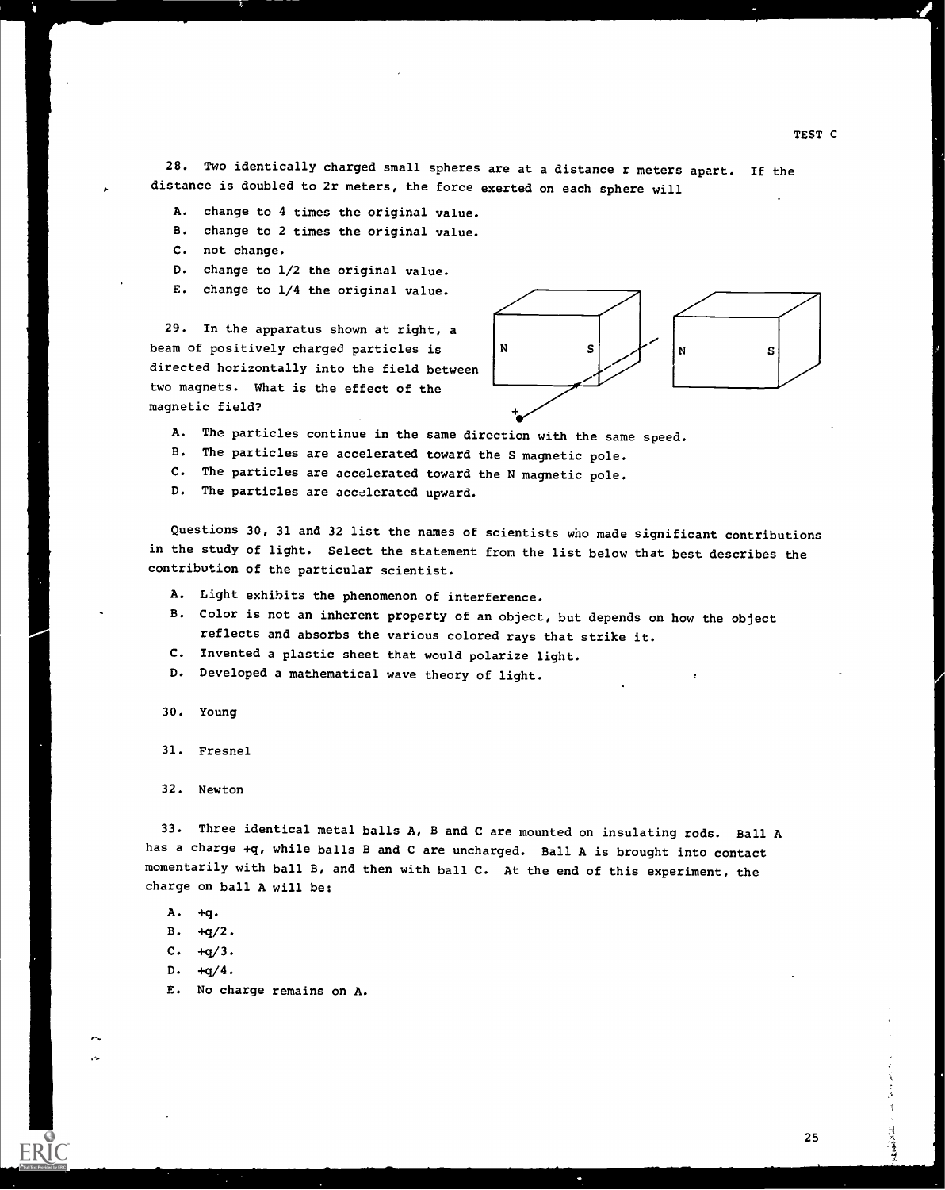28. Two identically charged small spheres are at a distance r meters apart. If the distance is doubled to 2r meters, the force exerted on each sphere will

A. change to 4 times the original value.
B. change to 2 times the original value.
C. not change.
D. change to 1/2 the original value.
E. change to 1/4 the original value.

29. In the apparatus shown at right, a beam of positively charged particles is directed horizontally into the field between two magnets. What is the effect of the magnetic field?

A. The particles continue in the same direction with the same speed.
B. The particles are accelerated toward the S magnetic pole.
C. The particles are accelerated toward the N magnetic pole.
D. The particles are accelerated upward.

Questions 30, 31 and 32 list the names of scientists who made significant contributions in the study of light. Select the statement from the list below that best describes the contribution of the particular scientist.

A. Light exhibits the phenomenon of interference.
B. Color is not an inherent property of an object, but depends on how the object reflects and absorbs the various colored rays that strike it.
C. Invented a plastic sheet that would polarize light.
D. Developed a mathematical wave theory of light.

30. Young

31. Fresnel

32. Newton

33. Three identical metal balls A, B and C are mounted on insulating rods. Ball A has a charge +q, while balls B and C are uncharged. Ball A is brought into contact momentarily with ball B, and then with ball C. At the end of this experiment, the charge on ball A will be:

A. +q.
B. +q/2.
C. +q/3.
D. +q/4.
E. No charge remains on A.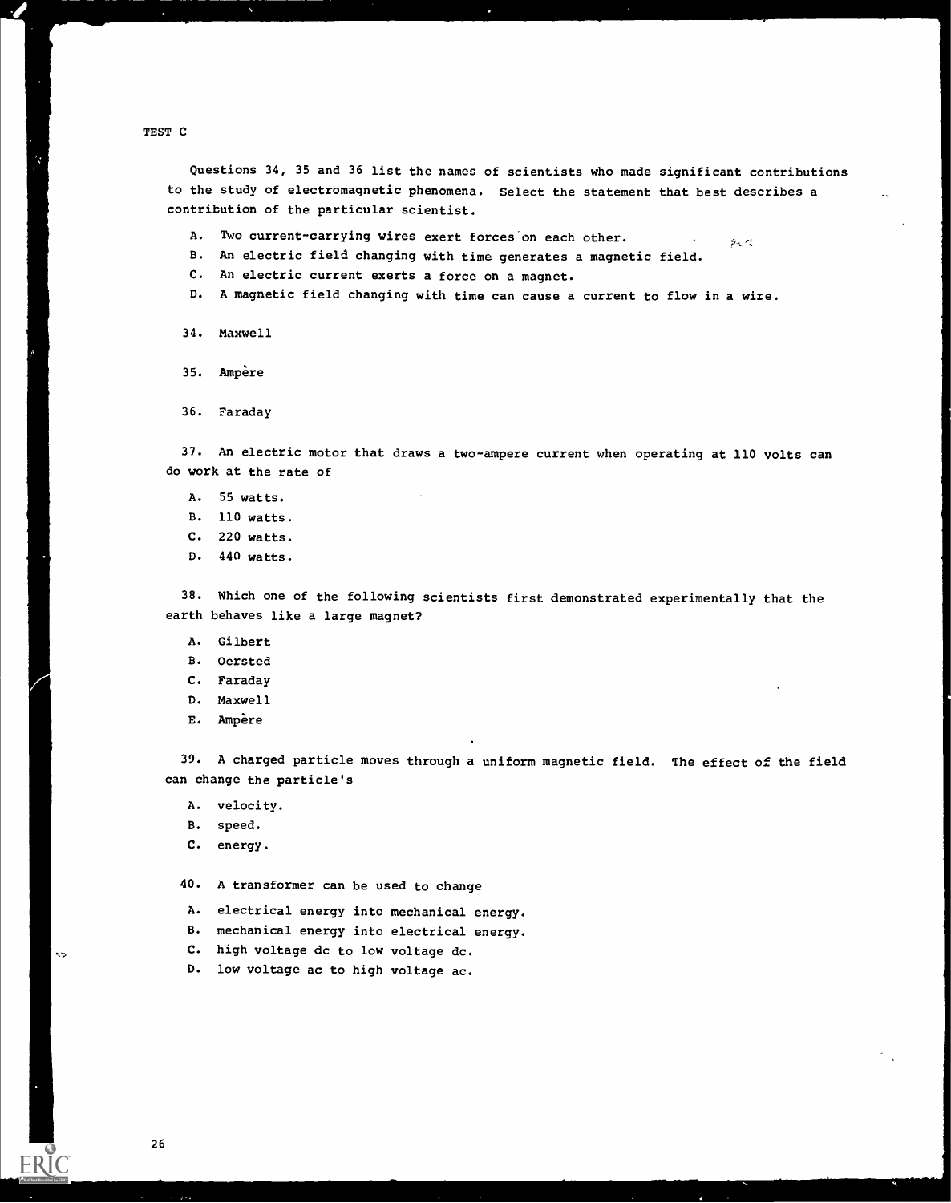TEST C

Questions 34, 35 and 36 list the names of scientists who made significant contributions to the study of electromagnetic phenomena. Select the statement that best describes a contribution of the particular scientist.

A. Two current-carrying wires exert forces on each other.
B. An electric field changing with time generates a magnetic field.
C. An electric current exerts a force on a magnet.
D. A magnetic field changing with time can cause a current to flow in a wire.

34. Maxwell

35. Ampère

36. Faraday

37. An electric motor that draws a two-ampere current when operating at 110 volts can do work at the rate of

A. 55 watts.
B. 110 watts.
C. 220 watts.
D. 440 watts.

38. Which one of the following scientists first demonstrated experimentally that the earth behaves like a large magnet?

A. Gilbert
B. Oersted
C. Faraday
D. Maxwell
E. Ampère

39. A charged particle moves through a uniform magnetic field. The effect of the field can change the particle's

A. velocity.
B. speed.
C. energy.

40. A transformer can be used to change

A. electrical energy into mechanical energy.
B. mechanical energy into electrical energy.
C. high voltage dc to low voltage dc.
D. low voltage ac to high voltage ac.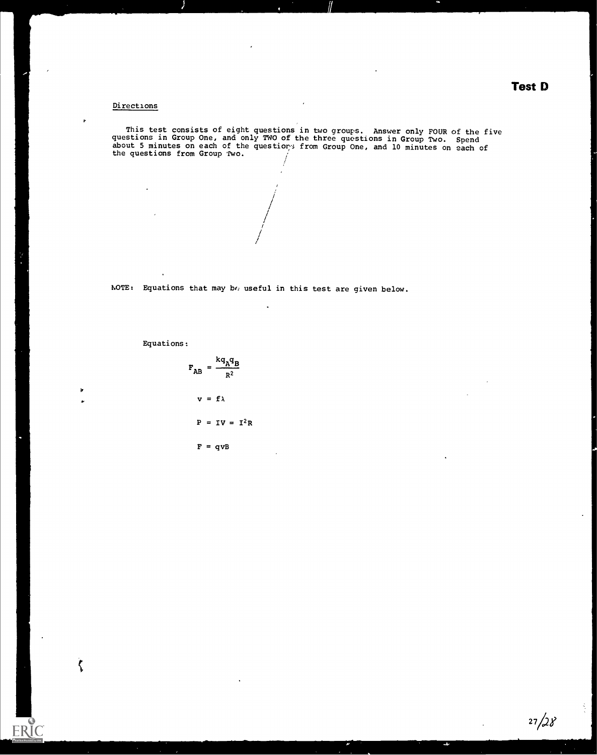# Test D

Directions

This test consists of eight questions in two groups. Answer only FOUR of the five questions in Group One, and only TWO of the three questions in Group Two. Spend about 5 minutes on each of the questions from Group One, and 10 minutes on each of the questions from Group Two.

NOTE: Equations that may be useful in this test are given below.

Equations:

$$F_{AB} = \frac{kq_Aq_B}{R^2}$$

$$v = f\lambda$$

$$P = IV = I^2R$$

$$F = qvB$$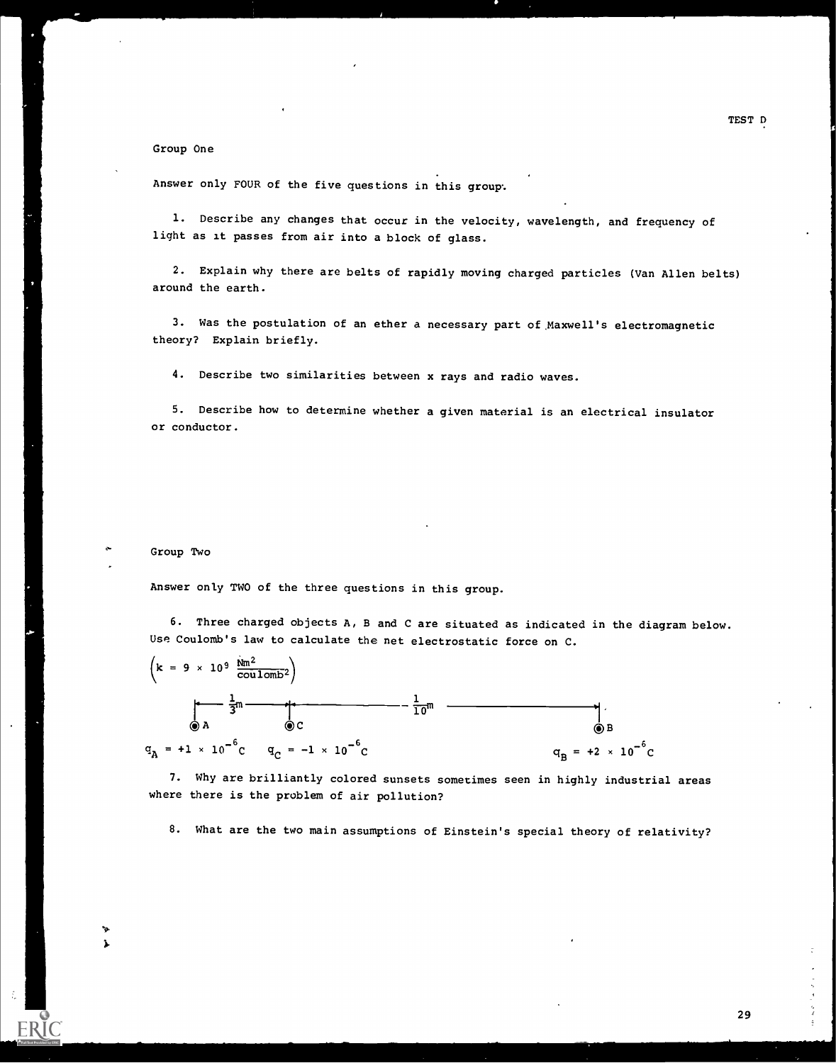TEST D

Group One

Answer only FOUR of the five questions in this group.

1. Describe any changes that occur in the velocity, wavelength, and frequency of light as it passes from air into a block of glass.

2. Explain why there are belts of rapidly moving charged particles (Van Allen belts) around the earth.

3. Was the postulation of an ether a necessary part of Maxwell's electromagnetic theory? Explain briefly.

4. Describe two similarities between x rays and radio waves.

5. Describe how to determine whether a given material is an electrical insulator or conductor.

Group Two

Answer only TWO of the three questions in this group.

6. Three charged objects A, B and C are situated as indicated in the diagram below. Use Coulomb's law to calculate the net electrostatic force on C.

$\left(k = 9 \times 10^9 \ \frac{\text{Nm}^2}{\text{coulomb}^2}\right)$

$\frac{1}{3}$m

$\frac{1}{10}$m

A

C

B

$q_A = +1 \times 10^{-6}$C

$q_C = -1 \times 10^{-6}$C

$q_B = +2 \times 10^{-6}$C

7. Why are brilliantly colored sunsets sometimes seen in highly industrial areas where there is the problem of air pollution?

8. What are the two main assumptions of Einstein's special theory of relativity?